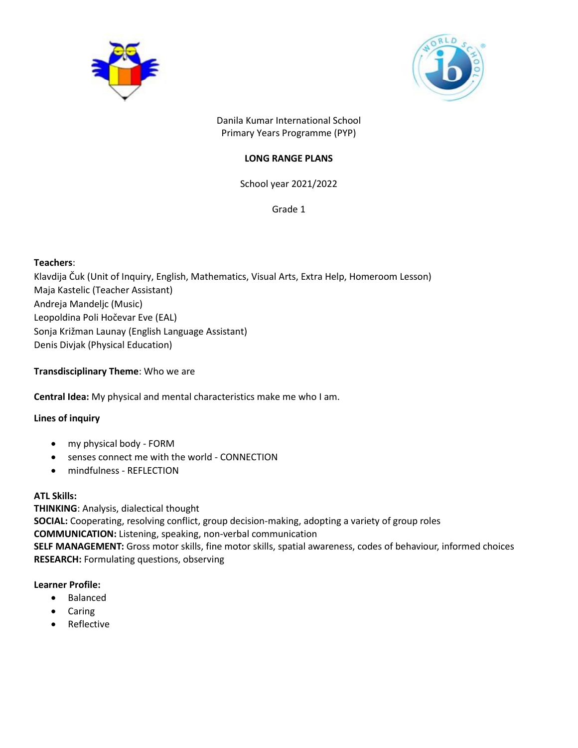Danila Kumar International School
Primary Years Programme (PYP)

**LONG RANGE PLANS**

School year 2021/2022

Grade 1

**Teachers**:
Klavdija Čuk (Unit of Inquiry, English, Mathematics, Visual Arts, Extra Help, Homeroom Lesson)
Maja Kastelic (Teacher Assistant)
Andreja Mandeljc (Music)
Leopoldina Poli Hočevar Eve (EAL)
Sonja Križman Launay (English Language Assistant)
Denis Divjak (Physical Education)

**Transdisciplinary Theme**: Who we are

**Central Idea:** My physical and mental characteristics make me who I am.

**Lines of inquiry**

- my physical body - FORM
- senses connect me with the world - CONNECTION
- mindfulness - REFLECTION

**ATL Skills:**
**THINKING**: Analysis, dialectical thought
**SOCIAL:** Cooperating, resolving conflict, group decision-making, adopting a variety of group roles
**COMMUNICATION:** Listening, speaking, non-verbal communication
**SELF MANAGEMENT:** Gross motor skills, fine motor skills, spatial awareness, codes of behaviour, informed choices
**RESEARCH:** Formulating questions, observing

**Learner Profile:**

- Balanced
- Caring
- Reflective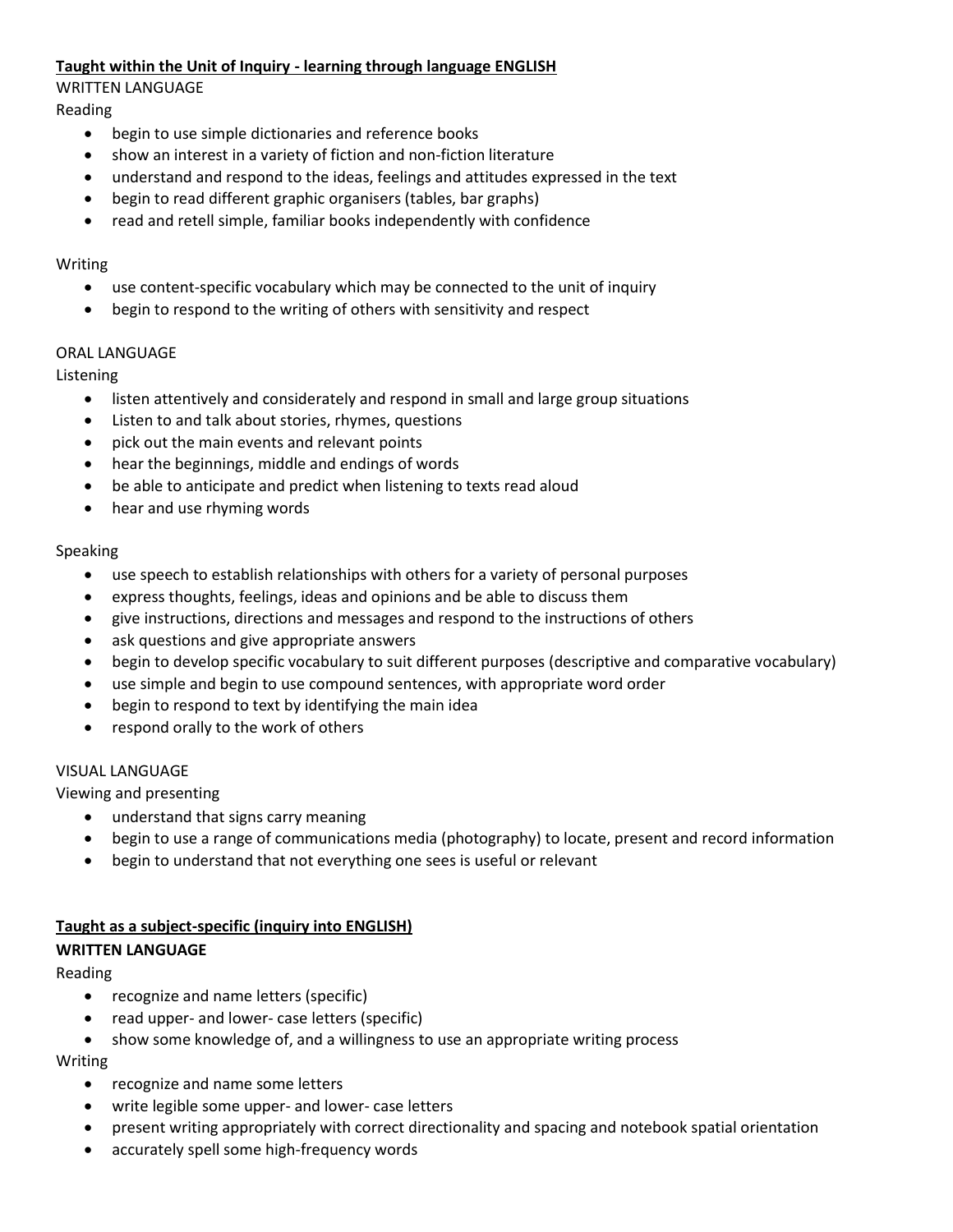**<u>Taught within the Unit of Inquiry - learning through language ENGLISH</u>**

WRITTEN LANGUAGE

Reading

- begin to use simple dictionaries and reference books
- show an interest in a variety of fiction and non-fiction literature
- understand and respond to the ideas, feelings and attitudes expressed in the text
- begin to read different graphic organisers (tables, bar graphs)
- read and retell simple, familiar books independently with confidence

Writing

- use content-specific vocabulary which may be connected to the unit of inquiry
- begin to respond to the writing of others with sensitivity and respect

ORAL LANGUAGE

Listening

- listen attentively and considerately and respond in small and large group situations
- Listen to and talk about stories, rhymes, questions
- pick out the main events and relevant points
- hear the beginnings, middle and endings of words
- be able to anticipate and predict when listening to texts read aloud
- hear and use rhyming words

Speaking

- use speech to establish relationships with others for a variety of personal purposes
- express thoughts, feelings, ideas and opinions and be able to discuss them
- give instructions, directions and messages and respond to the instructions of others
- ask questions and give appropriate answers
- begin to develop specific vocabulary to suit different purposes (descriptive and comparative vocabulary)
- use simple and begin to use compound sentences, with appropriate word order
- begin to respond to text by identifying the main idea
- respond orally to the work of others

VISUAL LANGUAGE

Viewing and presenting

- understand that signs carry meaning
- begin to use a range of communications media (photography) to locate, present and record information
- begin to understand that not everything one sees is useful or relevant

**<u>Taught as a subject-specific (inquiry into ENGLISH)</u>**

**WRITTEN LANGUAGE**

Reading

- recognize and name letters (specific)
- read upper- and lower- case letters (specific)
- show some knowledge of, and a willingness to use an appropriate writing process

Writing

- recognize and name some letters
- write legible some upper- and lower- case letters
- present writing appropriately with correct directionality and spacing and notebook spatial orientation
- accurately spell some high-frequency words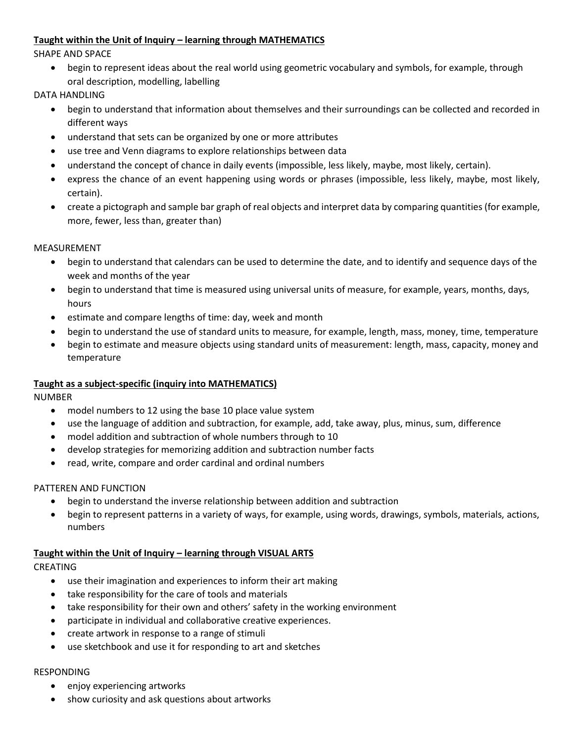**<u>Taught within the Unit of Inquiry – learning through MATHEMATICS</u>**

SHAPE AND SPACE

- begin to represent ideas about the real world using geometric vocabulary and symbols, for example, through oral description, modelling, labelling

DATA HANDLING

- begin to understand that information about themselves and their surroundings can be collected and recorded in different ways
- understand that sets can be organized by one or more attributes
- use tree and Venn diagrams to explore relationships between data
- understand the concept of chance in daily events (impossible, less likely, maybe, most likely, certain).
- express the chance of an event happening using words or phrases (impossible, less likely, maybe, most likely, certain).
- create a pictograph and sample bar graph of real objects and interpret data by comparing quantities (for example, more, fewer, less than, greater than)

MEASUREMENT

- begin to understand that calendars can be used to determine the date, and to identify and sequence days of the week and months of the year
- begin to understand that time is measured using universal units of measure, for example, years, months, days, hours
- estimate and compare lengths of time: day, week and month
- begin to understand the use of standard units to measure, for example, length, mass, money, time, temperature
- begin to estimate and measure objects using standard units of measurement: length, mass, capacity, money and temperature

**<u>Taught as a subject-specific (inquiry into MATHEMATICS)</u>**

NUMBER

- model numbers to 12 using the base 10 place value system
- use the language of addition and subtraction, for example, add, take away, plus, minus, sum, difference
- model addition and subtraction of whole numbers through to 10
- develop strategies for memorizing addition and subtraction number facts
- read, write, compare and order cardinal and ordinal numbers

PATTEREN AND FUNCTION

- begin to understand the inverse relationship between addition and subtraction
- begin to represent patterns in a variety of ways, for example, using words, drawings, symbols, materials, actions, numbers

**<u>Taught within the Unit of Inquiry – learning through VISUAL ARTS</u>**

CREATING

- use their imagination and experiences to inform their art making
- take responsibility for the care of tools and materials
- take responsibility for their own and others' safety in the working environment
- participate in individual and collaborative creative experiences.
- create artwork in response to a range of stimuli
- use sketchbook and use it for responding to art and sketches

RESPONDING

- enjoy experiencing artworks
- show curiosity and ask questions about artworks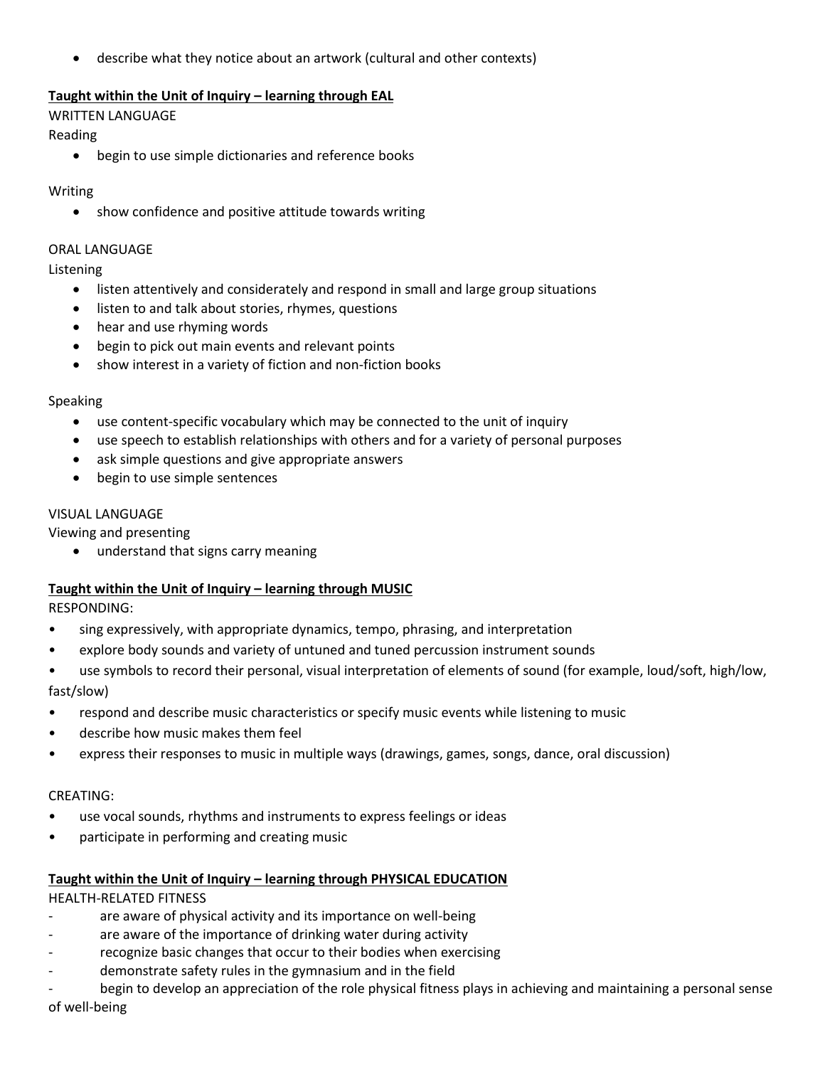- describe what they notice about an artwork (cultural and other contexts)

**Taught within the Unit of Inquiry – learning through EAL**

WRITTEN LANGUAGE

Reading

- begin to use simple dictionaries and reference books

Writing

- show confidence and positive attitude towards writing

ORAL LANGUAGE

Listening

- listen attentively and considerately and respond in small and large group situations
- listen to and talk about stories, rhymes, questions
- hear and use rhyming words
- begin to pick out main events and relevant points
- show interest in a variety of fiction and non-fiction books

Speaking

- use content-specific vocabulary which may be connected to the unit of inquiry
- use speech to establish relationships with others and for a variety of personal purposes
- ask simple questions and give appropriate answers
- begin to use simple sentences

VISUAL LANGUAGE

Viewing and presenting

- understand that signs carry meaning

**Taught within the Unit of Inquiry – learning through MUSIC**

RESPONDING:

- sing expressively, with appropriate dynamics, tempo, phrasing, and interpretation
- explore body sounds and variety of untuned and tuned percussion instrument sounds
- use symbols to record their personal, visual interpretation of elements of sound (for example, loud/soft, high/low, fast/slow)
- respond and describe music characteristics or specify music events while listening to music
- describe how music makes them feel
- express their responses to music in multiple ways (drawings, games, songs, dance, oral discussion)

CREATING:

- use vocal sounds, rhythms and instruments to express feelings or ideas
- participate in performing and creating music

**Taught within the Unit of Inquiry – learning through PHYSICAL EDUCATION**

HEALTH-RELATED FITNESS

- are aware of physical activity and its importance on well-being
- are aware of the importance of drinking water during activity
- recognize basic changes that occur to their bodies when exercising
- demonstrate safety rules in the gymnasium and in the field
- begin to develop an appreciation of the role physical fitness plays in achieving and maintaining a personal sense of well-being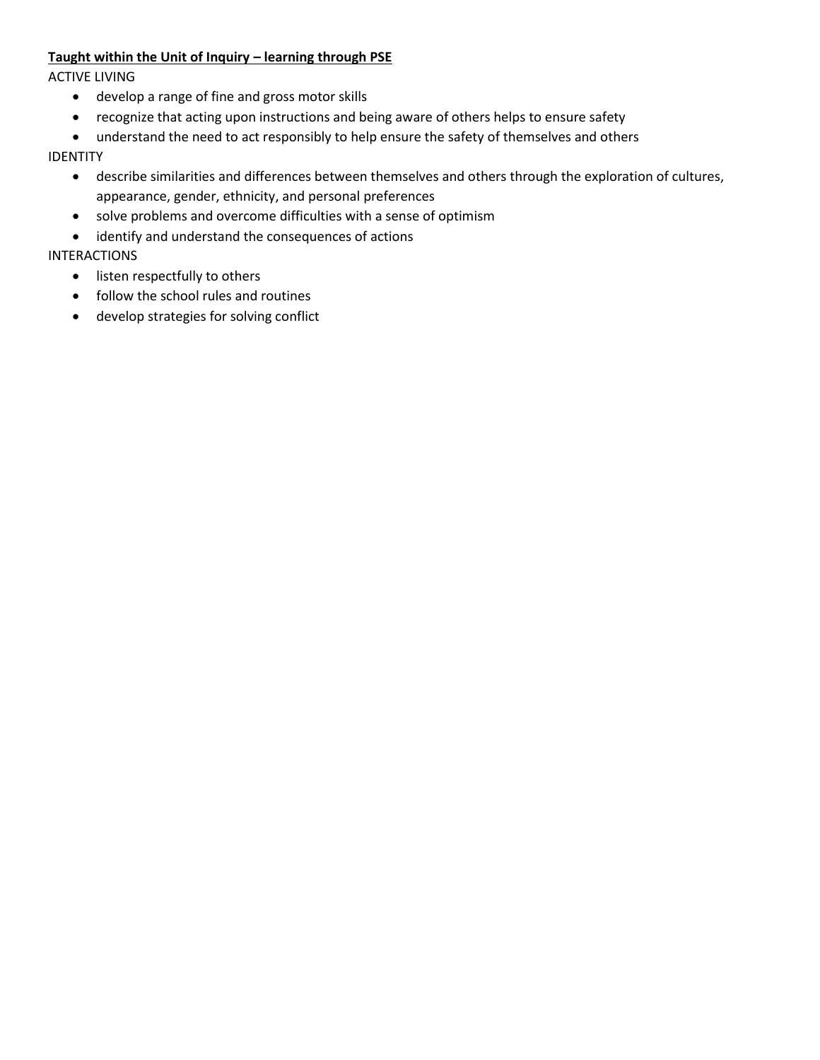**<u>Taught within the Unit of Inquiry – learning through PSE</u>**

ACTIVE LIVING

- develop a range of fine and gross motor skills
- recognize that acting upon instructions and being aware of others helps to ensure safety
- understand the need to act responsibly to help ensure the safety of themselves and others

IDENTITY

- describe similarities and differences between themselves and others through the exploration of cultures, appearance, gender, ethnicity, and personal preferences
- solve problems and overcome difficulties with a sense of optimism
- identify and understand the consequences of actions

INTERACTIONS

- listen respectfully to others
- follow the school rules and routines
- develop strategies for solving conflict